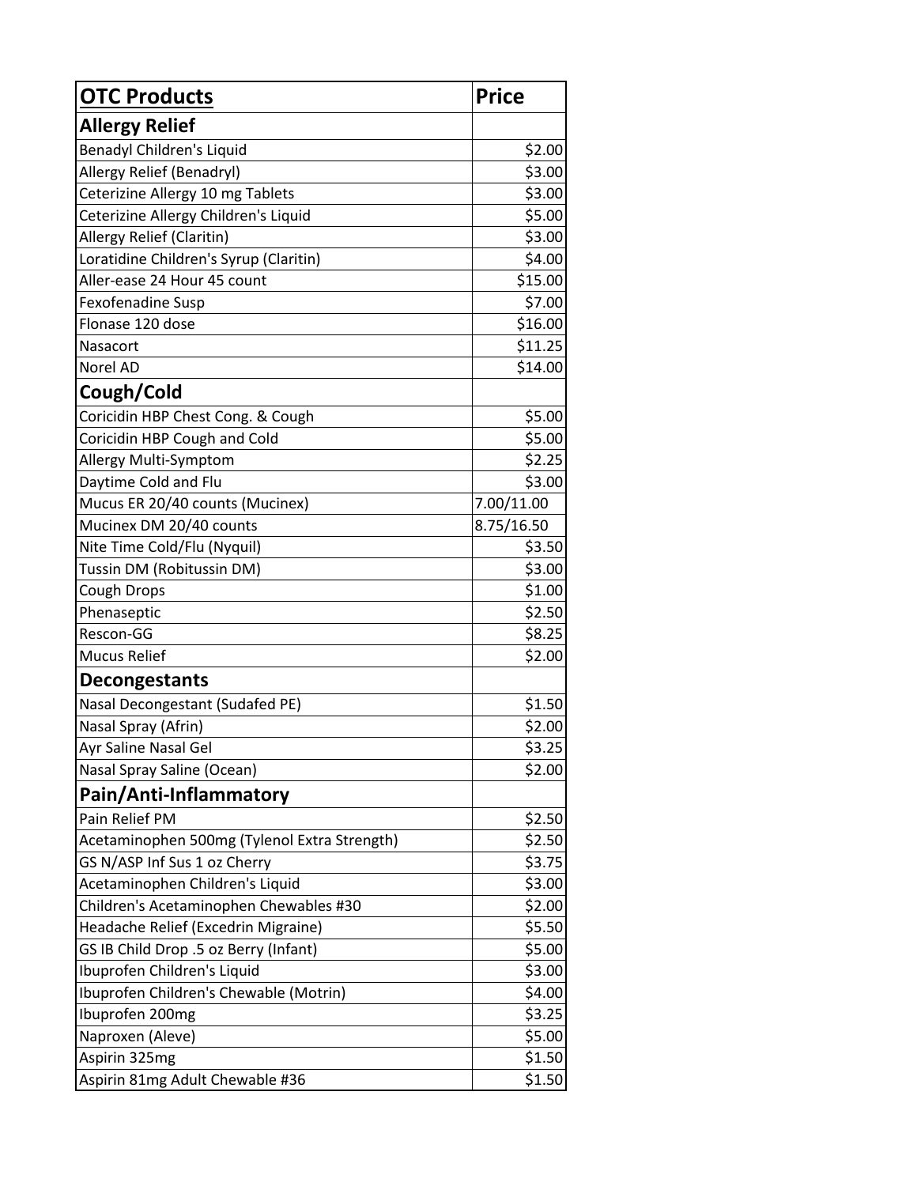| OTC Products | Price |
|---|---|
| **Allergy Relief** | |
| Benadyl Children's Liquid | $2.00 |
| Allergy Relief (Benadryl) | $3.00 |
| Ceterizine Allergy 10 mg Tablets | $3.00 |
| Ceterizine Allergy Children's Liquid | $5.00 |
| Allergy Relief (Claritin) | $3.00 |
| Loratidine Children's Syrup (Claritin) | $4.00 |
| Aller-ease 24 Hour 45 count | $15.00 |
| Fexofenadine Susp | $7.00 |
| Flonase 120 dose | $16.00 |
| Nasacort | $11.25 |
| Norel AD | $14.00 |
| **Cough/Cold** | |
| Coricidin HBP Chest Cong. & Cough | $5.00 |
| Coricidin HBP Cough and Cold | $5.00 |
| Allergy Multi-Symptom | $2.25 |
| Daytime Cold and Flu | $3.00 |
| Mucus ER 20/40 counts (Mucinex) | 7.00/11.00 |
| Mucinex DM 20/40 counts | 8.75/16.50 |
| Nite Time Cold/Flu (Nyquil) | $3.50 |
| Tussin DM (Robitussin DM) | $3.00 |
| Cough Drops | $1.00 |
| Phenaseptic | $2.50 |
| Rescon-GG | $8.25 |
| Mucus Relief | $2.00 |
| **Decongestants** | |
| Nasal Decongestant (Sudafed PE) | $1.50 |
| Nasal Spray (Afrin) | $2.00 |
| Ayr Saline Nasal Gel | $3.25 |
| Nasal Spray Saline (Ocean) | $2.00 |
| **Pain/Anti-Inflammatory** | |
| Pain Relief PM | $2.50 |
| Acetaminophen 500mg (Tylenol Extra Strength) | $2.50 |
| GS N/ASP Inf Sus 1 oz Cherry | $3.75 |
| Acetaminophen Children's Liquid | $3.00 |
| Children's Acetaminophen Chewables #30 | $2.00 |
| Headache Relief (Excedrin Migraine) | $5.50 |
| GS IB Child Drop .5 oz Berry (Infant) | $5.00 |
| Ibuprofen Children's Liquid | $3.00 |
| Ibuprofen Children's Chewable (Motrin) | $4.00 |
| Ibuprofen 200mg | $3.25 |
| Naproxen (Aleve) | $5.00 |
| Aspirin 325mg | $1.50 |
| Aspirin 81mg Adult Chewable #36 | $1.50 |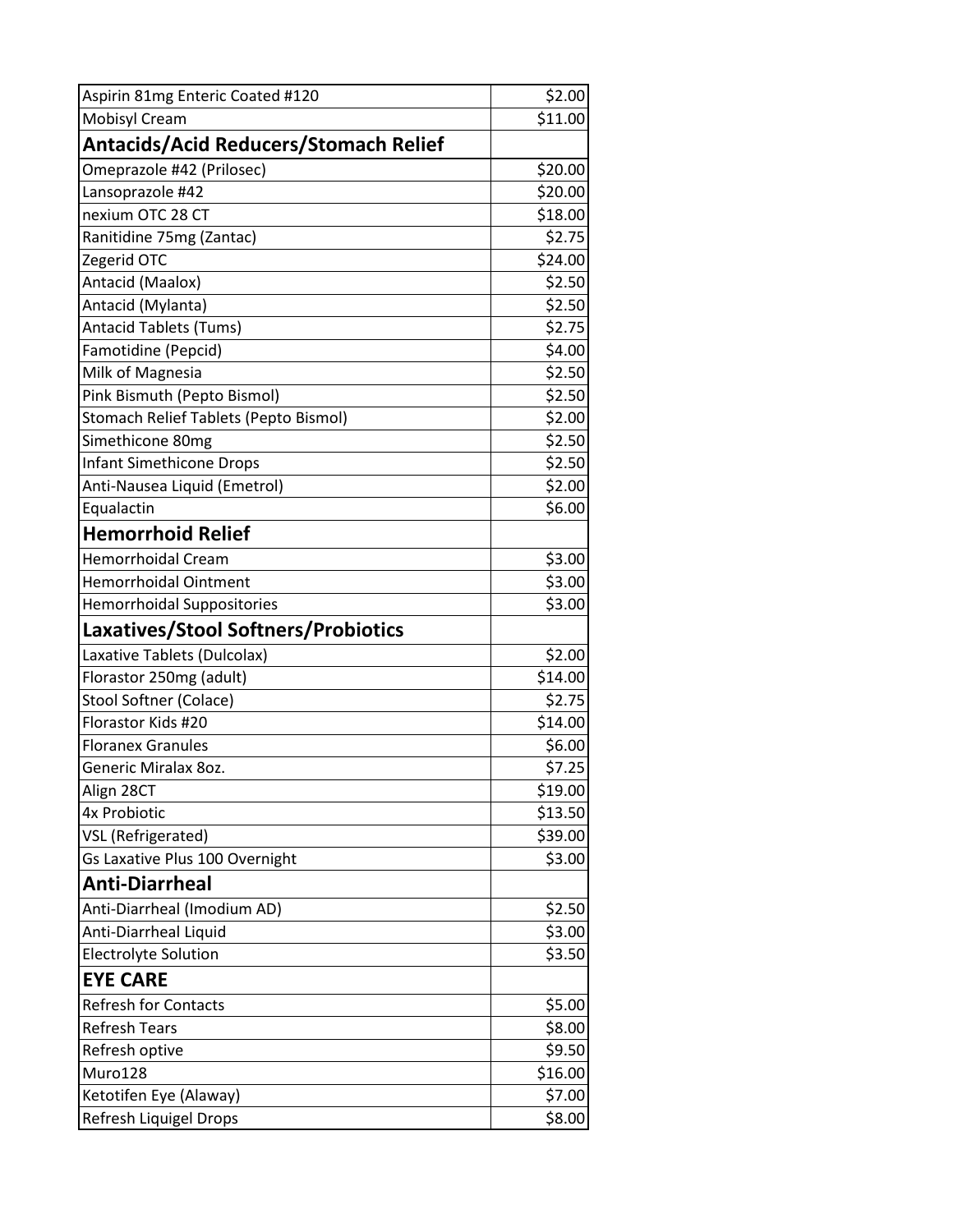| Item | Price |
| --- | --- |
| Aspirin 81mg Enteric Coated #120 | $2.00 |
| Mobisyl Cream | $11.00 |
| **Antacids/Acid Reducers/Stomach Relief** | |
| Omeprazole #42 (Prilosec) | $20.00 |
| Lansoprazole #42 | $20.00 |
| nexium OTC 28 CT | $18.00 |
| Ranitidine 75mg (Zantac) | $2.75 |
| Zegerid OTC | $24.00 |
| Antacid (Maalox) | $2.50 |
| Antacid (Mylanta) | $2.50 |
| Antacid Tablets (Tums) | $2.75 |
| Famotidine (Pepcid) | $4.00 |
| Milk of Magnesia | $2.50 |
| Pink Bismuth (Pepto Bismol) | $2.50 |
| Stomach Relief Tablets (Pepto Bismol) | $2.00 |
| Simethicone 80mg | $2.50 |
| Infant Simethicone Drops | $2.50 |
| Anti-Nausea Liquid (Emetrol) | $2.00 |
| Equalactin | $6.00 |
| **Hemorrhoid Relief** | |
| Hemorrhoidal Cream | $3.00 |
| Hemorrhoidal Ointment | $3.00 |
| Hemorrhoidal Suppositories | $3.00 |
| **Laxatives/Stool Softners/Probiotics** | |
| Laxative Tablets (Dulcolax) | $2.00 |
| Florastor 250mg (adult) | $14.00 |
| Stool Softner (Colace) | $2.75 |
| Florastor Kids #20 | $14.00 |
| Floranex Granules | $6.00 |
| Generic Miralax 8oz. | $7.25 |
| Align 28CT | $19.00 |
| 4x Probiotic | $13.50 |
| VSL (Refrigerated) | $39.00 |
| Gs Laxative Plus 100 Overnight | $3.00 |
| **Anti-Diarrheal** | |
| Anti-Diarrheal (Imodium AD) | $2.50 |
| Anti-Diarrheal Liquid | $3.00 |
| Electrolyte Solution | $3.50 |
| **EYE CARE** | |
| Refresh for Contacts | $5.00 |
| Refresh Tears | $8.00 |
| Refresh optive | $9.50 |
| Muro128 | $16.00 |
| Ketotifen Eye (Alaway) | $7.00 |
| Refresh Liquigel Drops | $8.00 |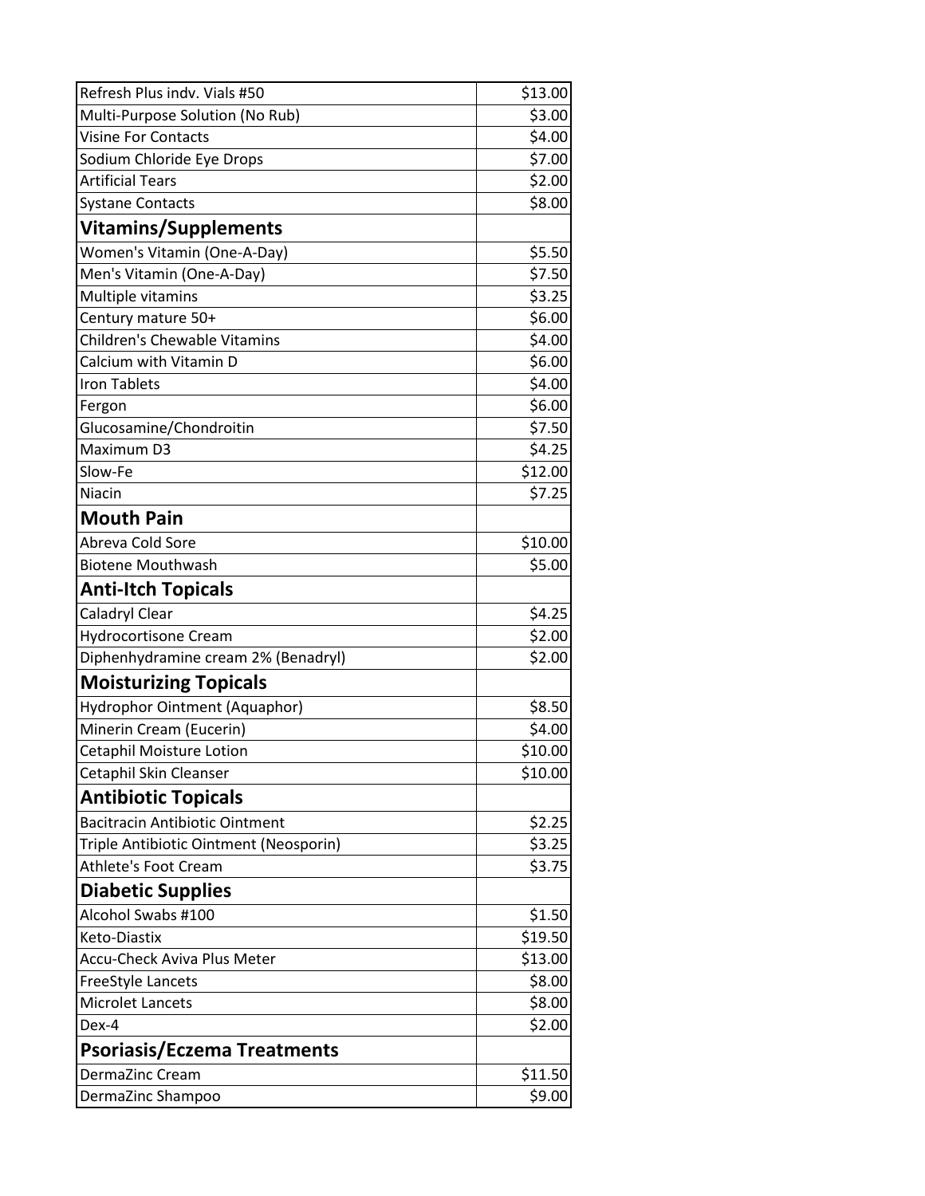| | |
|---|---|
| Refresh Plus indv. Vials #50 | $13.00 |
| Multi-Purpose Solution (No Rub) | $3.00 |
| Visine For Contacts | $4.00 |
| Sodium Chloride Eye Drops | $7.00 |
| Artificial Tears | $2.00 |
| Systane Contacts | $8.00 |
| **Vitamins/Supplements** | |
| Women's Vitamin (One-A-Day) | $5.50 |
| Men's Vitamin (One-A-Day) | $7.50 |
| Multiple vitamins | $3.25 |
| Century mature 50+ | $6.00 |
| Children's Chewable Vitamins | $4.00 |
| Calcium with Vitamin D | $6.00 |
| Iron Tablets | $4.00 |
| Fergon | $6.00 |
| Glucosamine/Chondroitin | $7.50 |
| Maximum D3 | $4.25 |
| Slow-Fe | $12.00 |
| Niacin | $7.25 |
| **Mouth Pain** | |
| Abreva Cold Sore | $10.00 |
| Biotene Mouthwash | $5.00 |
| **Anti-Itch Topicals** | |
| Caladryl Clear | $4.25 |
| Hydrocortisone Cream | $2.00 |
| Diphenhydramine cream 2% (Benadryl) | $2.00 |
| **Moisturizing Topicals** | |
| Hydrophor Ointment (Aquaphor) | $8.50 |
| Minerin Cream (Eucerin) | $4.00 |
| Cetaphil Moisture Lotion | $10.00 |
| Cetaphil Skin Cleanser | $10.00 |
| **Antibiotic Topicals** | |
| Bacitracin Antibiotic Ointment | $2.25 |
| Triple Antibiotic Ointment (Neosporin) | $3.25 |
| Athlete's Foot Cream | $3.75 |
| **Diabetic Supplies** | |
| Alcohol Swabs #100 | $1.50 |
| Keto-Diastix | $19.50 |
| Accu-Check Aviva Plus Meter | $13.00 |
| FreeStyle Lancets | $8.00 |
| Microlet Lancets | $8.00 |
| Dex-4 | $2.00 |
| **Psoriasis/Eczema Treatments** | |
| DermaZinc Cream | $11.50 |
| DermaZinc Shampoo | $9.00 |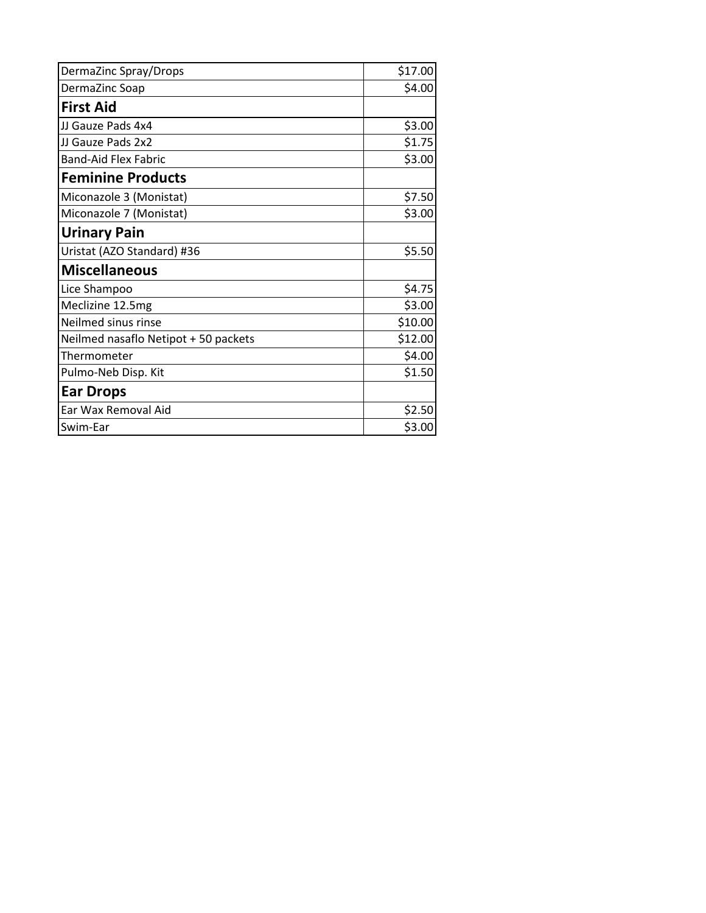| | |
|---|---|
| DermaZinc Spray/Drops | $17.00 |
| DermaZinc Soap | $4.00 |
| **First Aid** | |
| JJ Gauze Pads 4x4 | $3.00 |
| JJ Gauze Pads 2x2 | $1.75 |
| Band-Aid Flex Fabric | $3.00 |
| **Feminine Products** | |
| Miconazole 3 (Monistat) | $7.50 |
| Miconazole 7 (Monistat) | $3.00 |
| **Urinary Pain** | |
| Uristat (AZO Standard) #36 | $5.50 |
| **Miscellaneous** | |
| Lice Shampoo | $4.75 |
| Meclizine 12.5mg | $3.00 |
| Neilmed sinus rinse | $10.00 |
| Neilmed nasaflo Netipot + 50 packets | $12.00 |
| Thermometer | $4.00 |
| Pulmo-Neb Disp. Kit | $1.50 |
| **Ear Drops** | |
| Ear Wax Removal Aid | $2.50 |
| Swim-Ear | $3.00 |